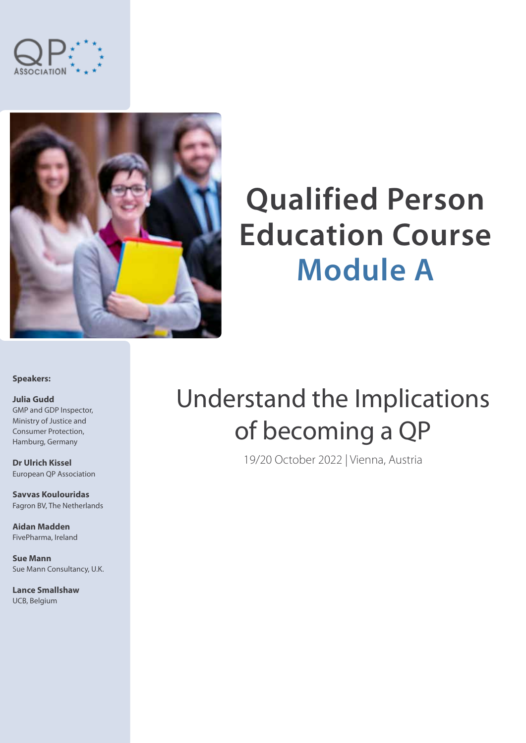# Qualified Person Education Course Module A

## Understand the Implications of becoming a QP

19/20 October 2022 | Vienna, Austria

**Speakers:**

**Julia Gudd**
GMP and GDP Inspector, Ministry of Justice and Consumer Protection, Hamburg, Germany

**Dr Ulrich Kissel**
European QP Association

**Savvas Koulouridas**
Fagron BV, The Netherlands

**Aidan Madden**
FivePharma, Ireland

**Sue Mann**
Sue Mann Consultancy, U.K.

**Lance Smallshaw**
UCB, Belgium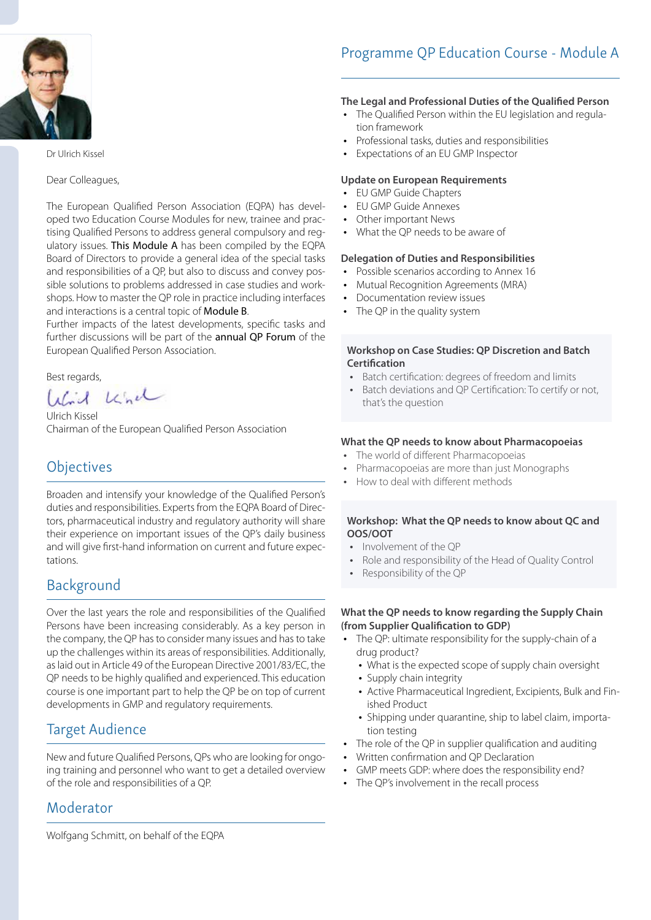Dr Ulrich Kissel

Dear Colleagues,

The European Qualified Person Association (EQPA) has developed two Education Course Modules for new, trainee and practising Qualified Persons to address general compulsory and regulatory issues. **This Module A** has been compiled by the EQPA Board of Directors to provide a general idea of the special tasks and responsibilities of a QP, but also to discuss and convey possible solutions to problems addressed in case studies and workshops. How to master the QP role in practice including interfaces and interactions is a central topic of **Module B**.
Further impacts of the latest developments, specific tasks and further discussions will be part of the **annual QP Forum** of the European Qualified Person Association.

Best regards,

Ulrich Kissel
Chairman of the European Qualified Person Association

## Objectives

Broaden and intensify your knowledge of the Qualified Person's duties and responsibilities. Experts from the EQPA Board of Directors, pharmaceutical industry and regulatory authority will share their experience on important issues of the QP's daily business and will give first-hand information on current and future expectations.

## Background

Over the last years the role and responsibilities of the Qualified Persons have been increasing considerably. As a key person in the company, the QP has to consider many issues and has to take up the challenges within its areas of responsibilities. Additionally, as laid out in Article 49 of the European Directive 2001/83/EC, the QP needs to be highly qualified and experienced. This education course is one important part to help the QP be on top of current developments in GMP and regulatory requirements.

## Target Audience

New and future Qualified Persons, QPs who are looking for ongoing training and personnel who want to get a detailed overview of the role and responsibilities of a QP.

## Moderator

Wolfgang Schmitt, on behalf of the EQPA

## Programme QP Education Course - Module A

### The Legal and Professional Duties of the Qualified Person

- The Qualified Person within the EU legislation and regulation framework
- Professional tasks, duties and responsibilities
- Expectations of an EU GMP Inspector

### Update on European Requirements

- EU GMP Guide Chapters
- EU GMP Guide Annexes
- Other important News
- What the QP needs to be aware of

### Delegation of Duties and Responsibilities

- Possible scenarios according to Annex 16
- Mutual Recognition Agreements (MRA)
- Documentation review issues
- The QP in the quality system

### Workshop on Case Studies: QP Discretion and Batch Certification

- Batch certification: degrees of freedom and limits
- Batch deviations and QP Certification: To certify or not, that's the question

### What the QP needs to know about Pharmacopoeias

- The world of different Pharmacopoeias
- Pharmacopoeias are more than just Monographs
- How to deal with different methods

### Workshop: What the QP needs to know about QC and OOS/OOT

- Involvement of the QP
- Role and responsibility of the Head of Quality Control
- Responsibility of the QP

### What the QP needs to know regarding the Supply Chain (from Supplier Qualification to GDP)

- The QP: ultimate responsibility for the supply-chain of a drug product?
  - What is the expected scope of supply chain oversight
  - Supply chain integrity
  - Active Pharmaceutical Ingredient, Excipients, Bulk and Finished Product
  - Shipping under quarantine, ship to label claim, importation testing
- The role of the QP in supplier qualification and auditing
- Written confirmation and QP Declaration
- GMP meets GDP: where does the responsibility end?
- The QP's involvement in the recall process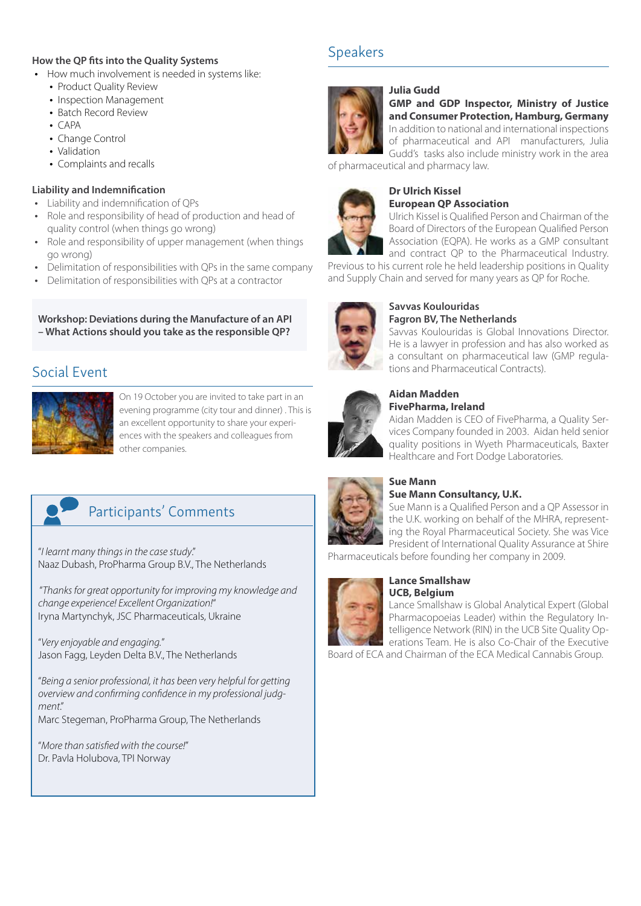### How the QP fits into the Quality Systems

- How much involvement is needed in systems like:
  - Product Quality Review
  - Inspection Management
  - Batch Record Review
  - CAPA
  - Change Control
  - Validation
  - Complaints and recalls

### Liability and Indemnification

- Liability and indemnification of QPs
- Role and responsibility of head of production and head of quality control (when things go wrong)
- Role and responsibility of upper management (when things go wrong)
- Delimitation of responsibilities with QPs in the same company
- Delimitation of responsibilities with QPs at a contractor

**Workshop: Deviations during the Manufacture of an API – What Actions should you take as the responsible QP?**

## Social Event

On 19 October you are invited to take part in an evening programme (city tour and dinner) . This is an excellent opportunity to share your experiences with the speakers and colleagues from other companies.

## Participants' Comments

*"I learnt many things in the case study."*
Naaz Dubash, ProPharma Group B.V., The Netherlands

*"Thanks for great opportunity for improving my knowledge and change experience! Excellent Organization!"*
Iryna Martynchyk, JSC Pharmaceuticals, Ukraine

*"Very enjoyable and engaging."*
Jason Fagg, Leyden Delta B.V., The Netherlands

*"Being a senior professional, it has been very helpful for getting overview and confirming confidence in my professional judgment."*
Marc Stegeman, ProPharma Group, The Netherlands

*"More than satisfied with the course!"*
Dr. Pavla Holubova, TPI Norway

## Speakers

**Julia Gudd**
**GMP and GDP Inspector, Ministry of Justice and Consumer Protection, Hamburg, Germany**
In addition to national and international inspections of pharmaceutical and API manufacturers, Julia Gudd's tasks also include ministry work in the area of pharmaceutical and pharmacy law.

**Dr Ulrich Kissel**
**European QP Association**
Ulrich Kissel is Qualified Person and Chairman of the Board of Directors of the European Qualified Person Association (EQPA). He works as a GMP consultant and contract QP to the Pharmaceutical Industry. Previous to his current role he held leadership positions in Quality and Supply Chain and served for many years as QP for Roche.

**Savvas Koulouridas**
**Fagron BV, The Netherlands**
Savvas Koulouridas is Global Innovations Director. He is a lawyer in profession and has also worked as a consultant on pharmaceutical law (GMP regulations and Pharmaceutical Contracts).

**Aidan Madden**
**FivePharma, Ireland**
Aidan Madden is CEO of FivePharma, a Quality Services Company founded in 2003. Aidan held senior quality positions in Wyeth Pharmaceuticals, Baxter Healthcare and Fort Dodge Laboratories.

**Sue Mann**
**Sue Mann Consultancy, U.K.**
Sue Mann is a Qualified Person and a QP Assessor in the U.K. working on behalf of the MHRA, representing the Royal Pharmaceutical Society. She was Vice President of International Quality Assurance at Shire Pharmaceuticals before founding her company in 2009.

**Lance Smallshaw**
**UCB, Belgium**
Lance Smallshaw is Global Analytical Expert (Global Pharmacopoeias Leader) within the Regulatory Intelligence Network (RIN) in the UCB Site Quality Operations Team. He is also Co-Chair of the Executive Board of ECA and Chairman of the ECA Medical Cannabis Group.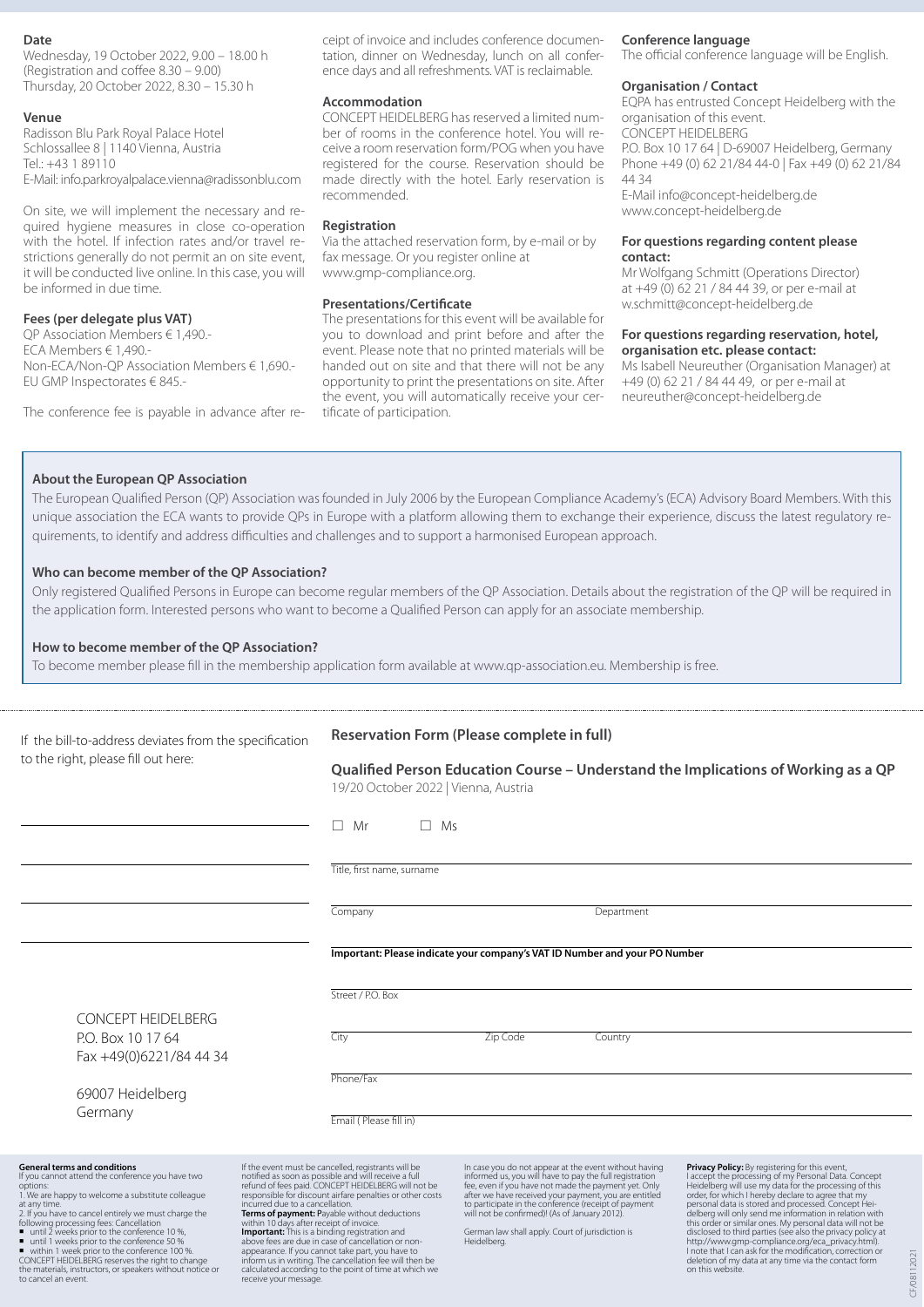**Date**

Wednesday, 19 October 2022, 9.00 – 18.00 h
(Registration and coffee 8.30 – 9.00)
Thursday, 20 October 2022, 8.30 – 15.30 h

**Venue**

Radisson Blu Park Royal Palace Hotel
Schlossallee 8 | 1140 Vienna, Austria
Tel.: +43 1 89110
E-Mail: info.parkroyalpalace.vienna@radissonblu.com

On site, we will implement the necessary and required hygiene measures in close co-operation with the hotel. If infection rates and/or travel restrictions generally do not permit an on site event, it will be conducted live online. In this case, you will be informed in due time.

**Fees (per delegate plus VAT)**

QP Association Members € 1,490.-
ECA Members € 1,490.-
Non-ECA/Non-QP Association Members € 1,690.-
EU GMP Inspectorates € 845.-

The conference fee is payable in advance after receipt of invoice and includes conference documentation, dinner on Wednesday, lunch on all conference days and all refreshments. VAT is reclaimable.

**Accommodation**

CONCEPT HEIDELBERG has reserved a limited number of rooms in the conference hotel. You will receive a room reservation form/POG when you have registered for the course. Reservation should be made directly with the hotel. Early reservation is recommended.

**Registration**

Via the attached reservation form, by e-mail or by fax message. Or you register online at www.gmp-compliance.org.

**Presentations/Certificate**

The presentations for this event will be available for you to download and print before and after the event. Please note that no printed materials will be handed out on site and that there will not be any opportunity to print the presentations on site. After the event, you will automatically receive your certificate of participation.

**Conference language**

The official conference language will be English.

**Organisation / Contact**

EQPA has entrusted Concept Heidelberg with the organisation of this event.
CONCEPT HEIDELBERG
P.O. Box 10 17 64 | D-69007 Heidelberg, Germany
Phone +49 (0) 62 21/84 44-0 | Fax +49 (0) 62 21/84 44 34
E-Mail info@concept-heidelberg.de
www.concept-heidelberg.de

**For questions regarding content please contact:**

Mr Wolfgang Schmitt (Operations Director) at +49 (0) 62 21 / 84 44 39, or per e-mail at w.schmitt@concept-heidelberg.de

**For questions regarding reservation, hotel, organisation etc. please contact:**

Ms Isabell Neureuther (Organisation Manager) at +49 (0) 62 21 / 84 44 49, or per e-mail at neureuther@concept-heidelberg.de

**About the European QP Association**

The European Qualified Person (QP) Association was founded in July 2006 by the European Compliance Academy's (ECA) Advisory Board Members. With this unique association the ECA wants to provide QPs in Europe with a platform allowing them to exchange their experience, discuss the latest regulatory requirements, to identify and address difficulties and challenges and to support a harmonised European approach.

**Who can become member of the QP Association?**

Only registered Qualified Persons in Europe can become regular members of the QP Association. Details about the registration of the QP will be required in the application form. Interested persons who want to become a Qualified Person can apply for an associate membership.

**How to become member of the QP Association?**

To become member please fill in the membership application form available at www.qp-association.eu. Membership is free.

If the bill-to-address deviates from the specification to the right, please fill out here:

CONCEPT HEIDELBERG
P.O. Box 10 17 64
Fax +49(0)6221/84 44 34

69007 Heidelberg
Germany

**Reservation Form (Please complete in full)**

**Qualified Person Education Course – Understand the Implications of Working as a QP**
19/20 October 2022 | Vienna, Austria

☐ Mr ☐ Ms

Title, first name, surname

Company Department

**Important: Please indicate your company's VAT ID Number and your PO Number**

Street / P.O. Box

City Zip Code Country

Phone/Fax

Email ( Please fill in)

**General terms and conditions**
If you cannot attend the conference you have two options:
1. We are happy to welcome a substitute colleague at any time.
2. If you have to cancel entirely we must charge the following processing fees: Cancellation
- until 2 weeks prior to the conference 10 %,
- until 1 weeks prior to the conference 50 %
- within 1 week prior to the conference 100 %.

CONCEPT HEIDELBERG reserves the right to change the materials, instructors, or speakers without notice or to cancel an event.

If the event must be cancelled, registrants will be notified as soon as possible and will receive a full refund of fees paid. CONCEPT HEIDELBERG will not be responsible for discount airfare penalties or other costs incurred due to a cancellation.
**Terms of payment:** Payable without deductions within 10 days after receipt of invoice.
**Important:** This is a binding registration and above fees are due in case of cancellation or non-appearance. If you cannot take part, you have to inform us in writing. The cancellation fee will then be calculated according to the point of time at which we receive your message.

In case you do not appear at the event without having informed us, you will have to pay the full registration fee, even if you have not made the payment yet. Only after we have received your payment, you are entitled to participate in the conference (receipt of payment will not be confirmed)! (As of January 2012).

German law shall apply. Court of jurisdiction is Heidelberg.

**Privacy Policy:** By registering for this event, I accept the processing of my Personal Data. Concept Heidelberg will use my data for the processing of this order, for which I hereby declare to agree that my personal data is stored and processed. Concept Heidelberg will only send me information in relation with this order or similar ones. My personal data will not be disclosed to third parties (see also the privacy policy at http://www.gmp-compliance.org/eca_privacy.html). I note that I can ask for the modification, correction or deletion of my data at any time via the contact form on this website.

CF/08112021